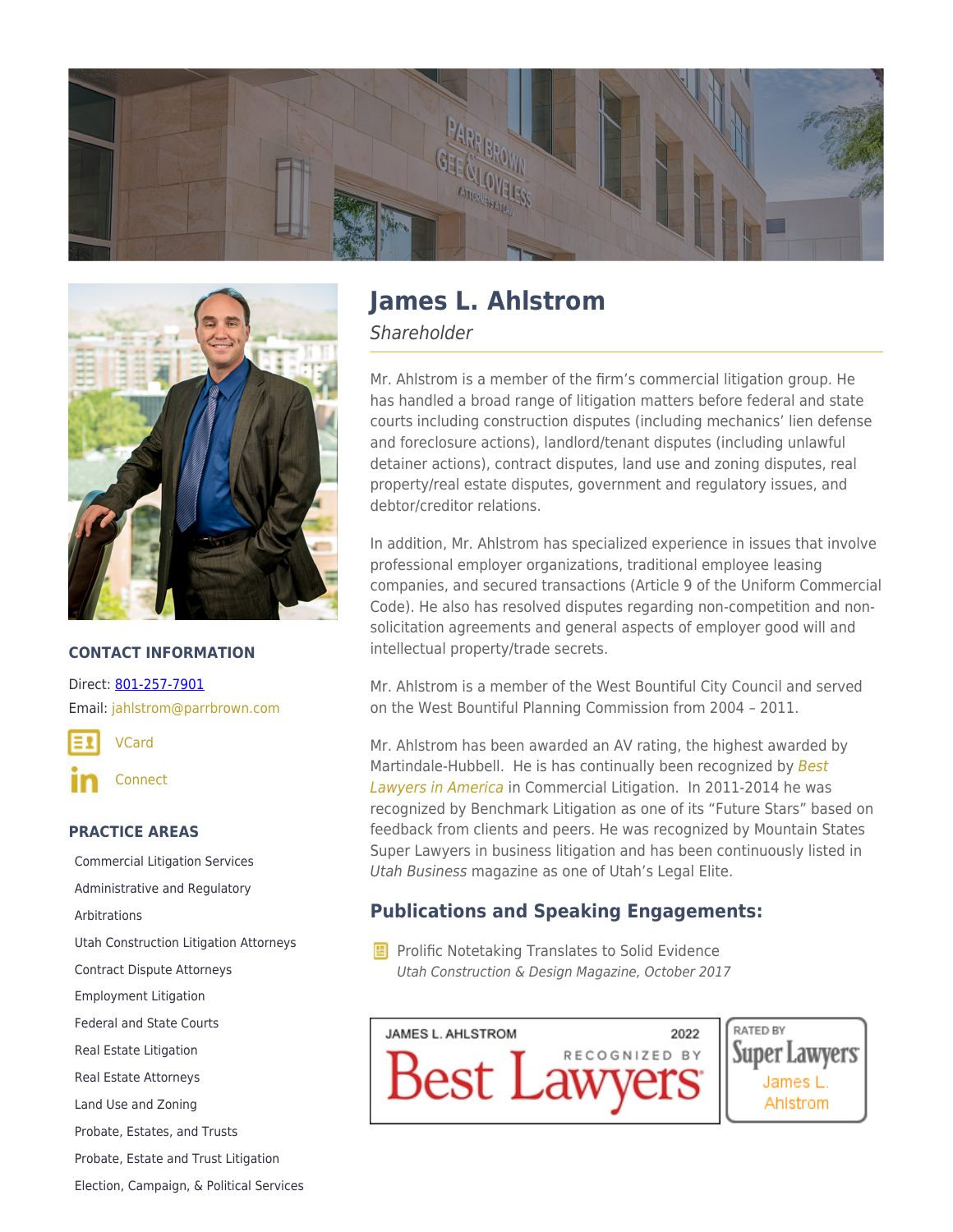# James L. Ahlstrom

*Shareholder*

Mr. Ahlstrom is a member of the firm's commercial litigation group. He has handled a broad range of litigation matters before federal and state courts including construction disputes (including mechanics' lien defense and foreclosure actions), landlord/tenant disputes (including unlawful detainer actions), contract disputes, land use and zoning disputes, real property/real estate disputes, government and regulatory issues, and debtor/creditor relations.

In addition, Mr. Ahlstrom has specialized experience in issues that involve professional employer organizations, traditional employee leasing companies, and secured transactions (Article 9 of the Uniform Commercial Code). He also has resolved disputes regarding non-competition and non-solicitation agreements and general aspects of employer good will and intellectual property/trade secrets.

Mr. Ahlstrom is a member of the West Bountiful City Council and served on the West Bountiful Planning Commission from 2004 – 2011.

Mr. Ahlstrom has been awarded an AV rating, the highest awarded by Martindale-Hubbell. He is has continually been recognized by *Best Lawyers in America* in Commercial Litigation. In 2011-2014 he was recognized by Benchmark Litigation as one of its "Future Stars" based on feedback from clients and peers. He was recognized by Mountain States Super Lawyers in business litigation and has been continuously listed in *Utah Business* magazine as one of Utah's Legal Elite.

## Publications and Speaking Engagements:

- Prolific Notetaking Translates to Solid Evidence
  *Utah Construction & Design Magazine, October 2017*

JAMES L. AHLSTROM 2022 RECOGNIZED BY Best Lawyers

RATED BY Super Lawyers James L. Ahlstrom

## CONTACT INFORMATION

Direct: 801-257-7901

Email: jahlstrom@parrbrown.com

VCard

Connect

## PRACTICE AREAS

- Commercial Litigation Services
- Administrative and Regulatory
- Arbitrations
- Utah Construction Litigation Attorneys
- Contract Dispute Attorneys
- Employment Litigation
- Federal and State Courts
- Real Estate Litigation
- Real Estate Attorneys
- Land Use and Zoning
- Probate, Estates, and Trusts
- Probate, Estate and Trust Litigation
- Election, Campaign, & Political Services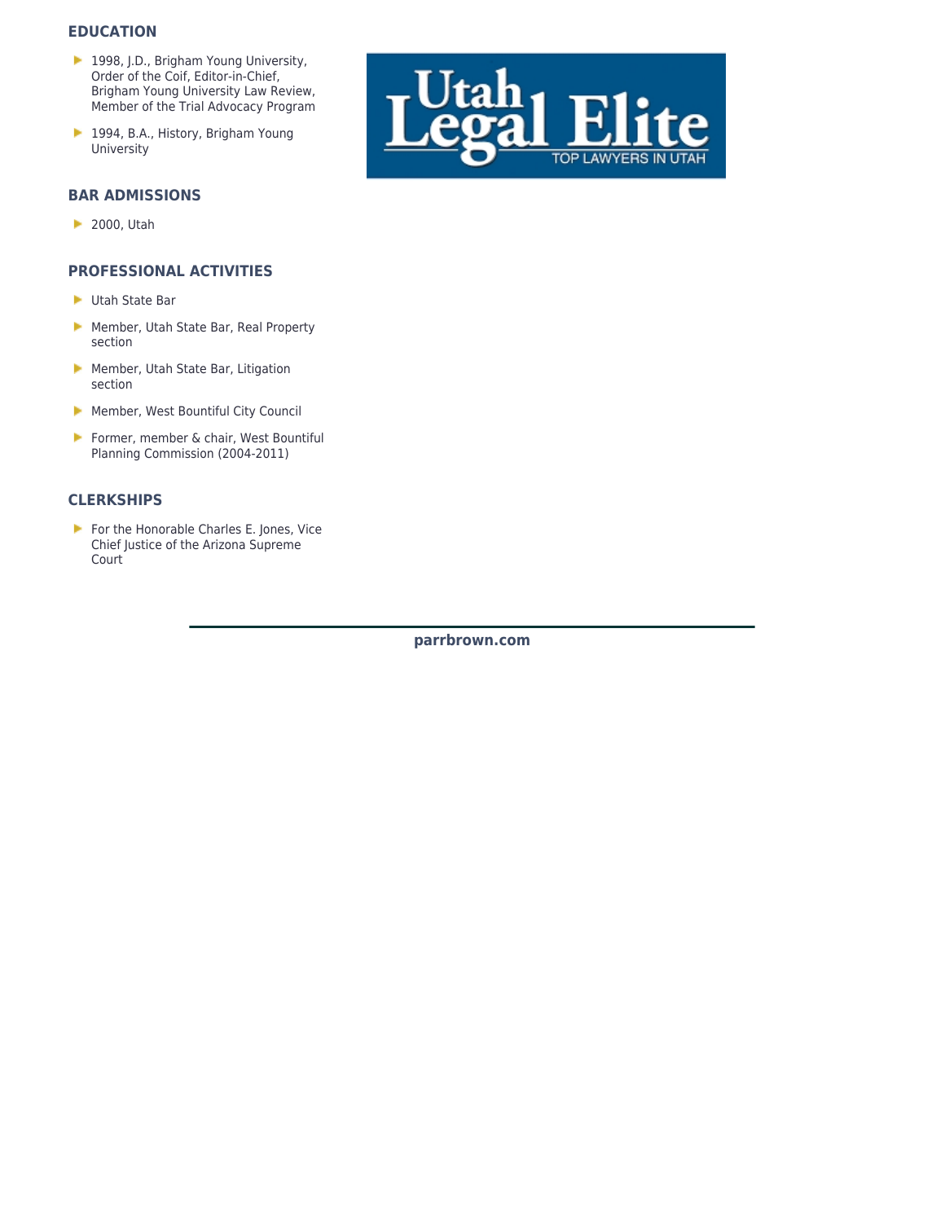## EDUCATION

- 1998, J.D., Brigham Young University, Order of the Coif, Editor-in-Chief, Brigham Young University Law Review, Member of the Trial Advocacy Program
- 1994, B.A., History, Brigham Young University

## BAR ADMISSIONS

- 2000, Utah

## PROFESSIONAL ACTIVITIES

- Utah State Bar
- Member, Utah State Bar, Real Property section
- Member, Utah State Bar, Litigation section
- Member, West Bountiful City Council
- Former, member & chair, West Bountiful Planning Commission (2004-2011)

## CLERKSHIPS

- For the Honorable Charles E. Jones, Vice Chief Justice of the Arizona Supreme Court

Utah Legal Elite
TOP LAWYERS IN UTAH

**parrbrown.com**